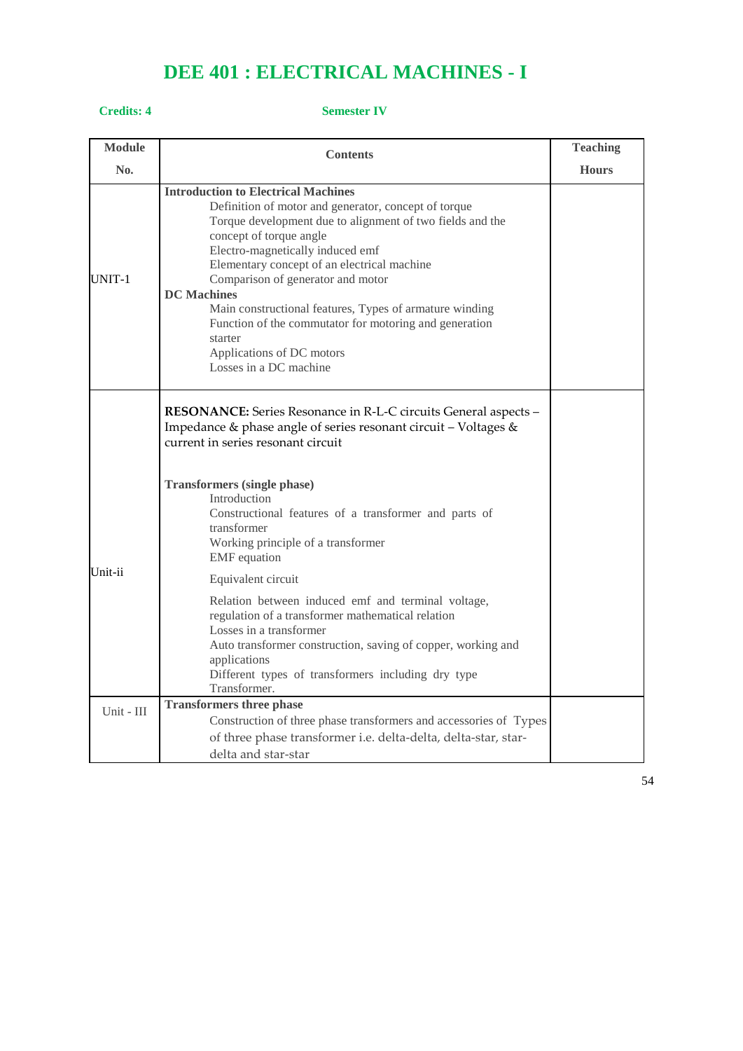# DEE 401 : ELECTRICAL MACHINES - I

**Credits: 4** **Semester IV**

| Module No. | Contents | Teaching Hours |
|---|---|---|
| UNIT-1 | **Introduction to Electrical Machines**<br>Definition of motor and generator, concept of torque<br>Torque development due to alignment of two fields and the concept of torque angle<br>Electro-magnetically induced emf<br>Elementary concept of an electrical machine<br>Comparison of generator and motor<br>**DC Machines**<br>Main constructional features, Types of armature winding<br>Function of the commutator for motoring and generation starter<br>Applications of DC motors<br>Losses in a DC machine | |
| Unit-ii | **RESONANCE:** Series Resonance in R-L-C circuits General aspects – Impedance & phase angle of series resonant circuit – Voltages & current in series resonant circuit<br><br>**Transformers (single phase)**<br>Introduction<br>Constructional features of a transformer and parts of transformer<br>Working principle of a transformer<br>EMF equation<br>Equivalent circuit<br>Relation between induced emf and terminal voltage, regulation of a transformer mathematical relation<br>Losses in a transformer<br>Auto transformer construction, saving of copper, working and applications<br>Different types of transformers including dry type Transformer. | |
| Unit - III | **Transformers three phase**<br>Construction of three phase transformers and accessories of Types of three phase transformer i.e. delta-delta, delta-star, star-delta and star-star | |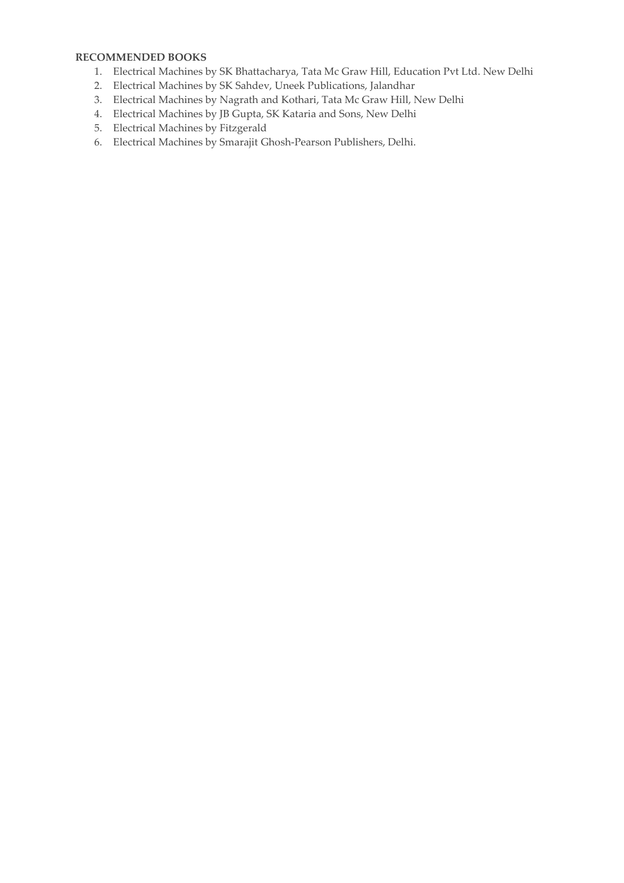**RECOMMENDED BOOKS**

1. Electrical Machines by SK Bhattacharya, Tata Mc Graw Hill, Education Pvt Ltd. New Delhi
2. Electrical Machines by SK Sahdev, Uneek Publications, Jalandhar
3. Electrical Machines by Nagrath and Kothari, Tata Mc Graw Hill, New Delhi
4. Electrical Machines by JB Gupta, SK Kataria and Sons, New Delhi
5. Electrical Machines by Fitzgerald
6. Electrical Machines by Smarajit Ghosh-Pearson Publishers, Delhi.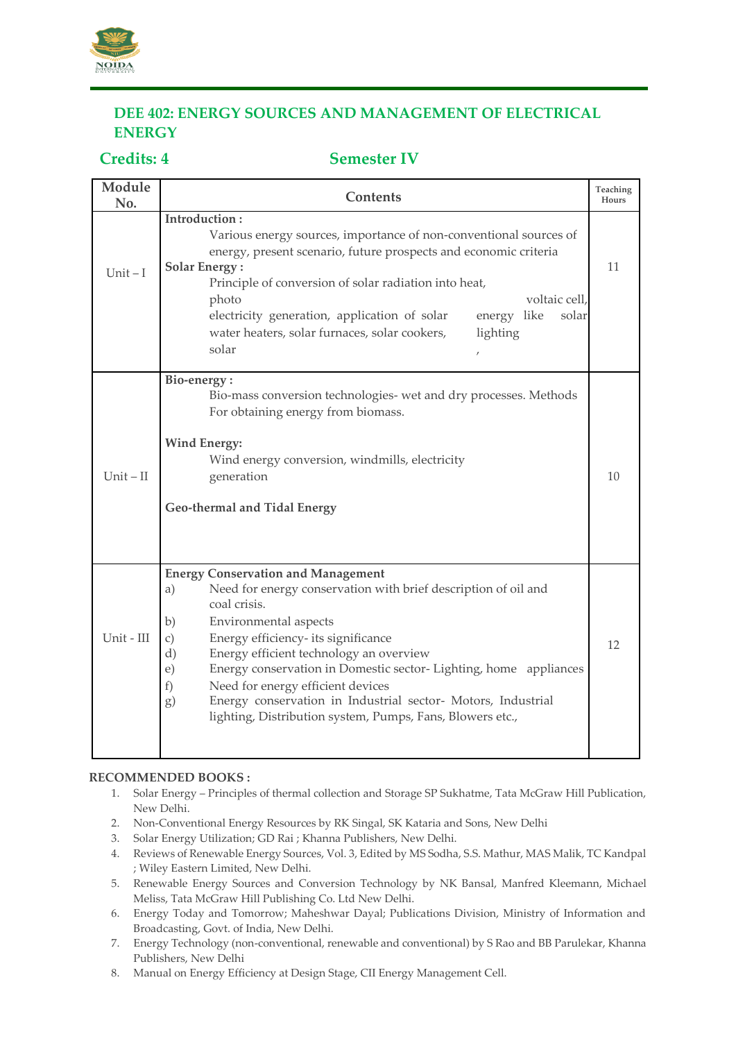## DEE 402: ENERGY SOURCES AND MANAGEMENT OF ELECTRICAL ENERGY

**Credits: 4** **Semester IV**

| Module No. | Contents | Teaching Hours |
|---|---|---|
| Unit – I | **Introduction :** Various energy sources, importance of non-conventional sources of energy, present scenario, future prospects and economic criteria<br>**Solar Energy :** Principle of conversion of solar radiation into heat, photo voltaic cell, electricity generation, application of solar energy like solar water heaters, solar furnaces, solar cookers, solar lighting , | 11 |
| Unit – II | **Bio-energy :** Bio-mass conversion technologies- wet and dry processes. Methods For obtaining energy from biomass.<br>**Wind Energy:** Wind energy conversion, windmills, electricity generation<br>**Geo-thermal and Tidal Energy** | 10 |
| Unit - III | **Energy Conservation and Management**<br>a) Need for energy conservation with brief description of oil and coal crisis.<br>b) Environmental aspects<br>c) Energy efficiency- its significance<br>d) Energy efficient technology an overview<br>e) Energy conservation in Domestic sector- Lighting, home appliances<br>f) Need for energy efficient devices<br>g) Energy conservation in Industrial sector- Motors, Industrial lighting, Distribution system, Pumps, Fans, Blowers etc., | 12 |

**RECOMMENDED BOOKS :**

1. Solar Energy – Principles of thermal collection and Storage SP Sukhatme, Tata McGraw Hill Publication, New Delhi.
2. Non-Conventional Energy Resources by RK Singal, SK Kataria and Sons, New Delhi
3. Solar Energy Utilization; GD Rai ; Khanna Publishers, New Delhi.
4. Reviews of Renewable Energy Sources, Vol. 3, Edited by MS Sodha, S.S. Mathur, MAS Malik, TC Kandpal ; Wiley Eastern Limited, New Delhi.
5. Renewable Energy Sources and Conversion Technology by NK Bansal, Manfred Kleemann, Michael Meliss, Tata McGraw Hill Publishing Co. Ltd New Delhi.
6. Energy Today and Tomorrow; Maheshwar Dayal; Publications Division, Ministry of Information and Broadcasting, Govt. of India, New Delhi.
7. Energy Technology (non-conventional, renewable and conventional) by S Rao and BB Parulekar, Khanna Publishers, New Delhi
8. Manual on Energy Efficiency at Design Stage, CII Energy Management Cell.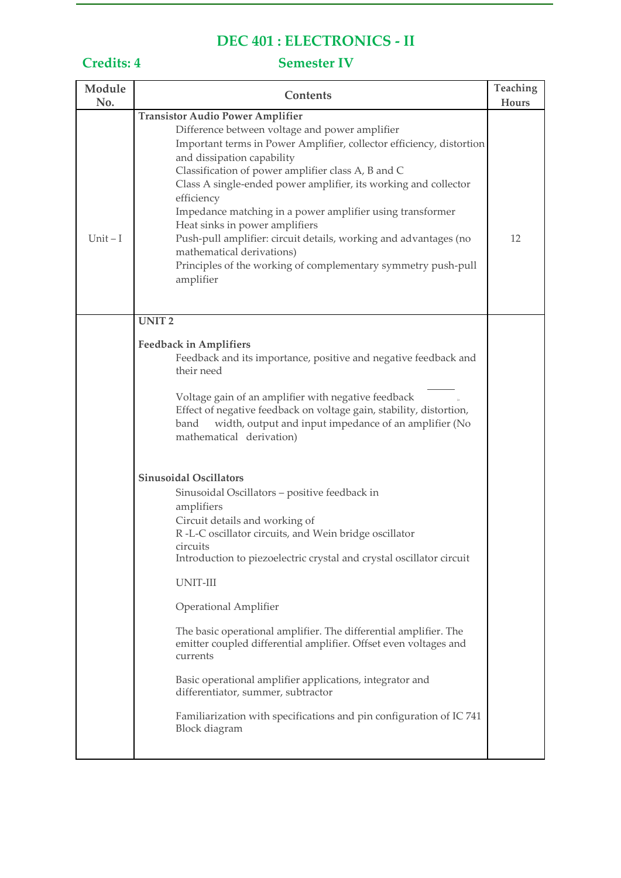## DEC 401 : ELECTRONICS - II

**Credits: 4** **Semester IV**

| Module No. | Contents | Teaching Hours |
|---|---|---|
| Unit – I | **Transistor Audio Power Amplifier**<br>Difference between voltage and power amplifier<br>Important terms in Power Amplifier, collector efficiency, distortion and dissipation capability<br>Classification of power amplifier class A, B and C<br>Class A single-ended power amplifier, its working and collector efficiency<br>Impedance matching in a power amplifier using transformer<br>Heat sinks in power amplifiers<br>Push-pull amplifier: circuit details, working and advantages (no mathematical derivations)<br>Principles of the working of complementary symmetry push-pull amplifier | 12 |
| | **UNIT 2**<br><br>**Feedback in Amplifiers**<br>Feedback and its importance, positive and negative feedback and their need<br><br>Voltage gain of an amplifier with negative feedback<br>Effect of negative feedback on voltage gain, stability, distortion, band width, output and input impedance of an amplifier (No mathematical derivation)<br><br>**Sinusoidal Oscillators**<br>Sinusoidal Oscillators – positive feedback in amplifiers<br>Circuit details and working of<br>R -L-C oscillator circuits, and Wein bridge oscillator circuits<br>Introduction to piezoelectric crystal and crystal oscillator circuit<br><br>UNIT-III<br><br>Operational Amplifier<br><br>The basic operational amplifier. The differential amplifier. The emitter coupled differential amplifier. Offset even voltages and currents<br><br>Basic operational amplifier applications, integrator and differentiator, summer, subtractor<br><br>Familiarization with specifications and pin configuration of IC 741 Block diagram | |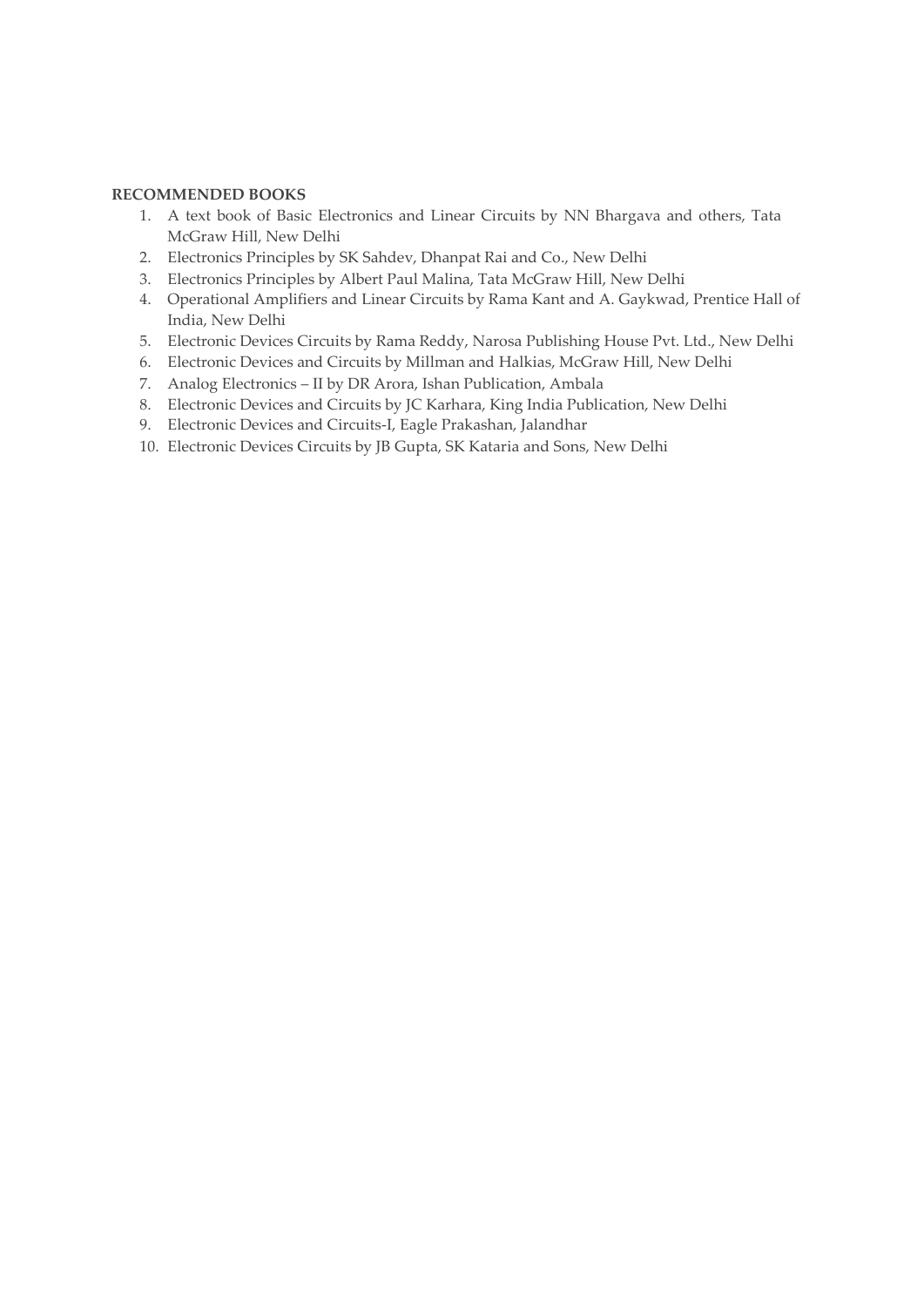**RECOMMENDED BOOKS**

1. A text book of Basic Electronics and Linear Circuits by NN Bhargava and others, Tata McGraw Hill, New Delhi
2. Electronics Principles by SK Sahdev, Dhanpat Rai and Co., New Delhi
3. Electronics Principles by Albert Paul Malina, Tata McGraw Hill, New Delhi
4. Operational Amplifiers and Linear Circuits by Rama Kant and A. Gaykwad, Prentice Hall of India, New Delhi
5. Electronic Devices Circuits by Rama Reddy, Narosa Publishing House Pvt. Ltd., New Delhi
6. Electronic Devices and Circuits by Millman and Halkias, McGraw Hill, New Delhi
7. Analog Electronics – II by DR Arora, Ishan Publication, Ambala
8. Electronic Devices and Circuits by JC Karhara, King India Publication, New Delhi
9. Electronic Devices and Circuits-I, Eagle Prakashan, Jalandhar
10. Electronic Devices Circuits by JB Gupta, SK Kataria and Sons, New Delhi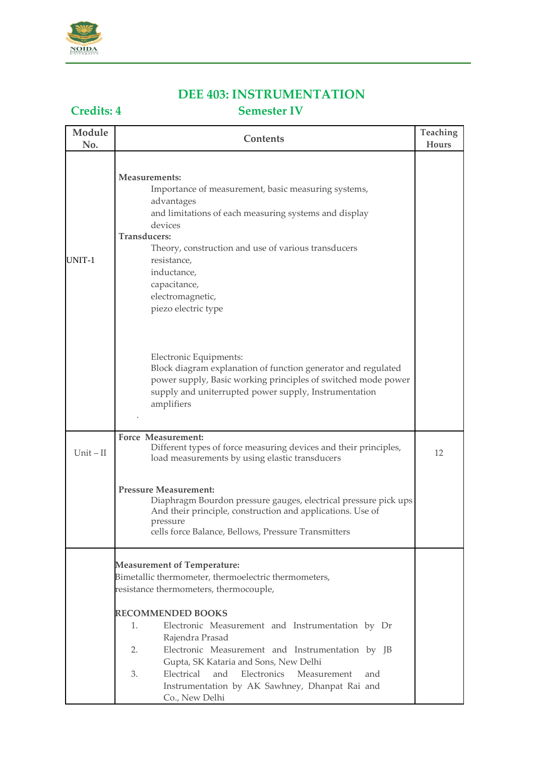# DEE 403: INSTRUMENTATION

**Credits: 4** **Semester IV**

| Module No. | Contents | Teaching Hours |
|---|---|---|
| UNIT-1 | **Measurements:** Importance of measurement, basic measuring systems, advantages and limitations of each measuring systems and display devices<br>**Transducers:** Theory, construction and use of various transducers resistance, inductance, capacitance, electromagnetic, piezo electric type<br><br>Electronic Equipments: Block diagram explanation of function generator and regulated power supply, Basic working principles of switched mode power supply and uniterrupted power supply, Instrumentation amplifiers<br>. | |
| Unit – II | **Force Measurement:** Different types of force measuring devices and their principles, load measurements by using elastic transducers<br><br>**Pressure Measurement:** Diaphragm Bourdon pressure gauges, electrical pressure pick ups And their principle, construction and applications. Use of pressure cells force Balance, Bellows, Pressure Transmitters | 12 |
| | **Measurement of Temperature:** Bimetallic thermometer, thermoelectric thermometers, resistance thermometers, thermocouple,<br><br>**RECOMMENDED BOOKS**<br>1. Electronic Measurement and Instrumentation by Dr Rajendra Prasad<br>2. Electronic Measurement and Instrumentation by JB Gupta, SK Kataria and Sons, New Delhi<br>3. Electrical and Electronics Measurement and Instrumentation by AK Sawhney, Dhanpat Rai and Co., New Delhi | |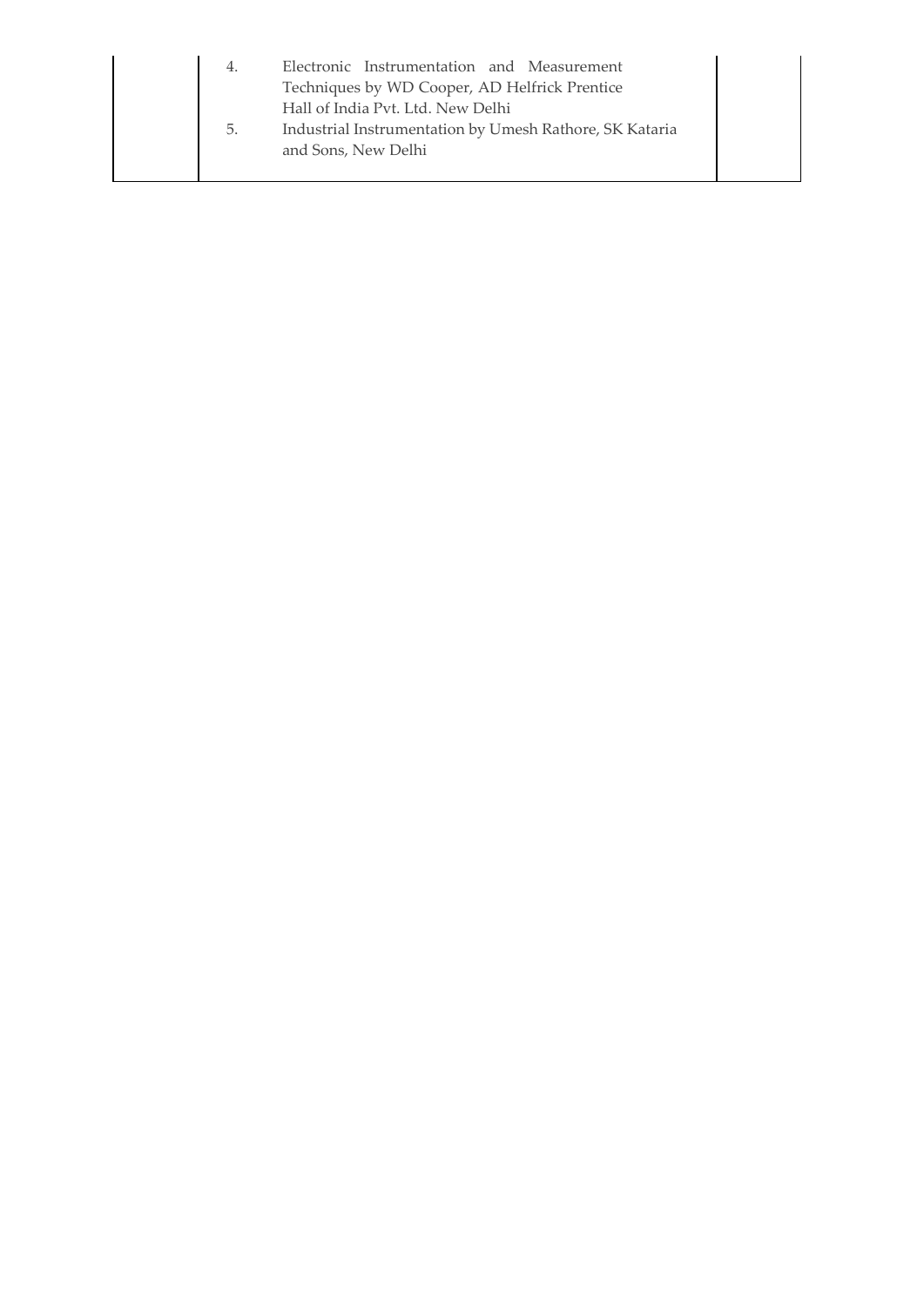| | | |
|---|---|---|
| | 4. Electronic Instrumentation and Measurement Techniques by WD Cooper, AD Helfrick Prentice Hall of India Pvt. Ltd. New Delhi<br>5. Industrial Instrumentation by Umesh Rathore, SK Kataria and Sons, New Delhi | |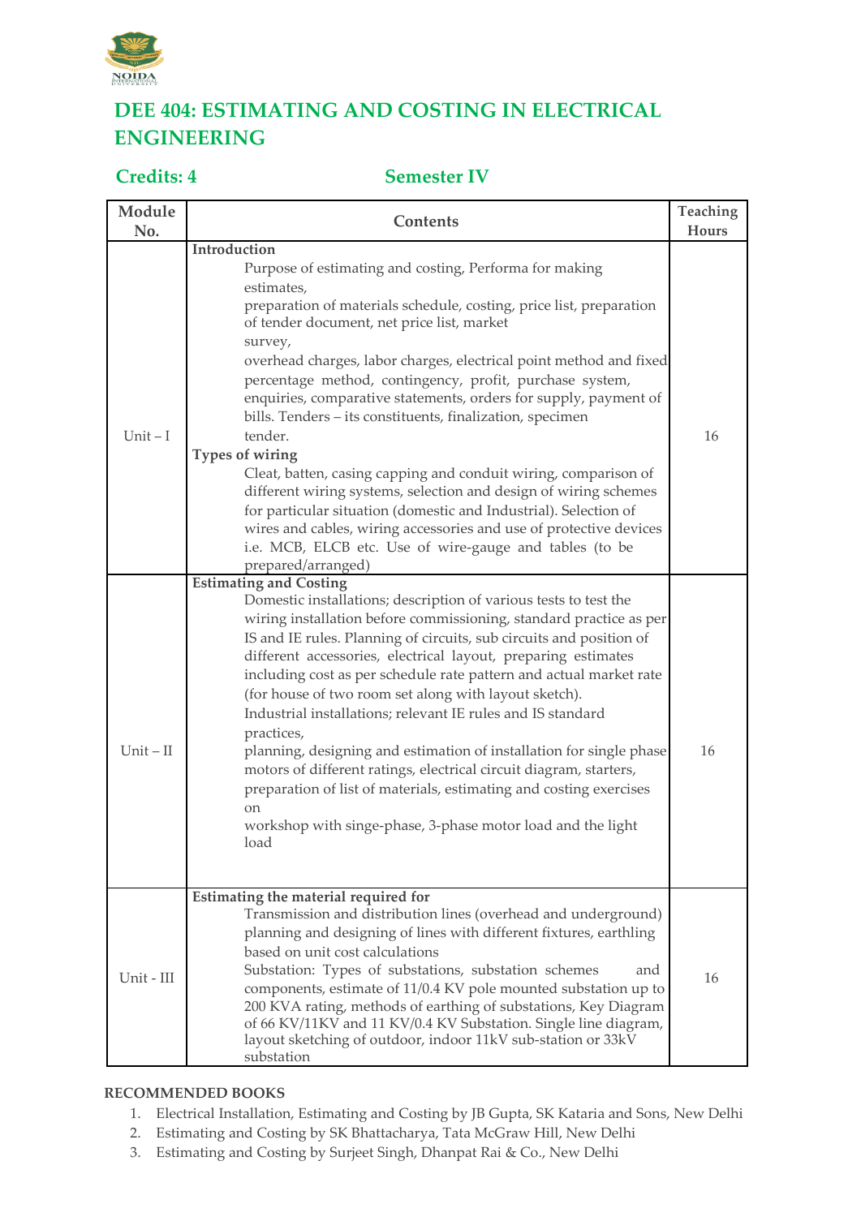# DEE 404: ESTIMATING AND COSTING IN ELECTRICAL ENGINEERING

**Credits: 4** **Semester IV**

| Module No. | Contents | Teaching Hours |
|---|---|---|
| Unit – I | **Introduction**<br>Purpose of estimating and costing, Performa for making estimates, preparation of materials schedule, costing, price list, preparation of tender document, net price list, market survey, overhead charges, labor charges, electrical point method and fixed percentage method, contingency, profit, purchase system, enquiries, comparative statements, orders for supply, payment of bills. Tenders – its constituents, finalization, specimen tender.<br>**Types of wiring**<br>Cleat, batten, casing capping and conduit wiring, comparison of different wiring systems, selection and design of wiring schemes for particular situation (domestic and Industrial). Selection of wires and cables, wiring accessories and use of protective devices i.e. MCB, ELCB etc. Use of wire-gauge and tables (to be prepared/arranged) | 16 |
| Unit – II | **Estimating and Costing**<br>Domestic installations; description of various tests to test the wiring installation before commissioning, standard practice as per IS and IE rules. Planning of circuits, sub circuits and position of different accessories, electrical layout, preparing estimates including cost as per schedule rate pattern and actual market rate (for house of two room set along with layout sketch).<br>Industrial installations; relevant IE rules and IS standard practices, planning, designing and estimation of installation for single phase motors of different ratings, electrical circuit diagram, starters, preparation of list of materials, estimating and costing exercises on workshop with singe-phase, 3-phase motor load and the light load | 16 |
| Unit - III | **Estimating the material required for**<br>Transmission and distribution lines (overhead and underground) planning and designing of lines with different fixtures, earthling based on unit cost calculations<br>Substation: Types of substations, substation schemes and components, estimate of 11/0.4 KV pole mounted substation up to 200 KVA rating, methods of earthing of substations, Key Diagram of 66 KV/11KV and 11 KV/0.4 KV Substation. Single line diagram, layout sketching of outdoor, indoor 11kV sub-station or 33kV substation | 16 |

**RECOMMENDED BOOKS**

1. Electrical Installation, Estimating and Costing by JB Gupta, SK Kataria and Sons, New Delhi
2. Estimating and Costing by SK Bhattacharya, Tata McGraw Hill, New Delhi
3. Estimating and Costing by Surjeet Singh, Dhanpat Rai & Co., New Delhi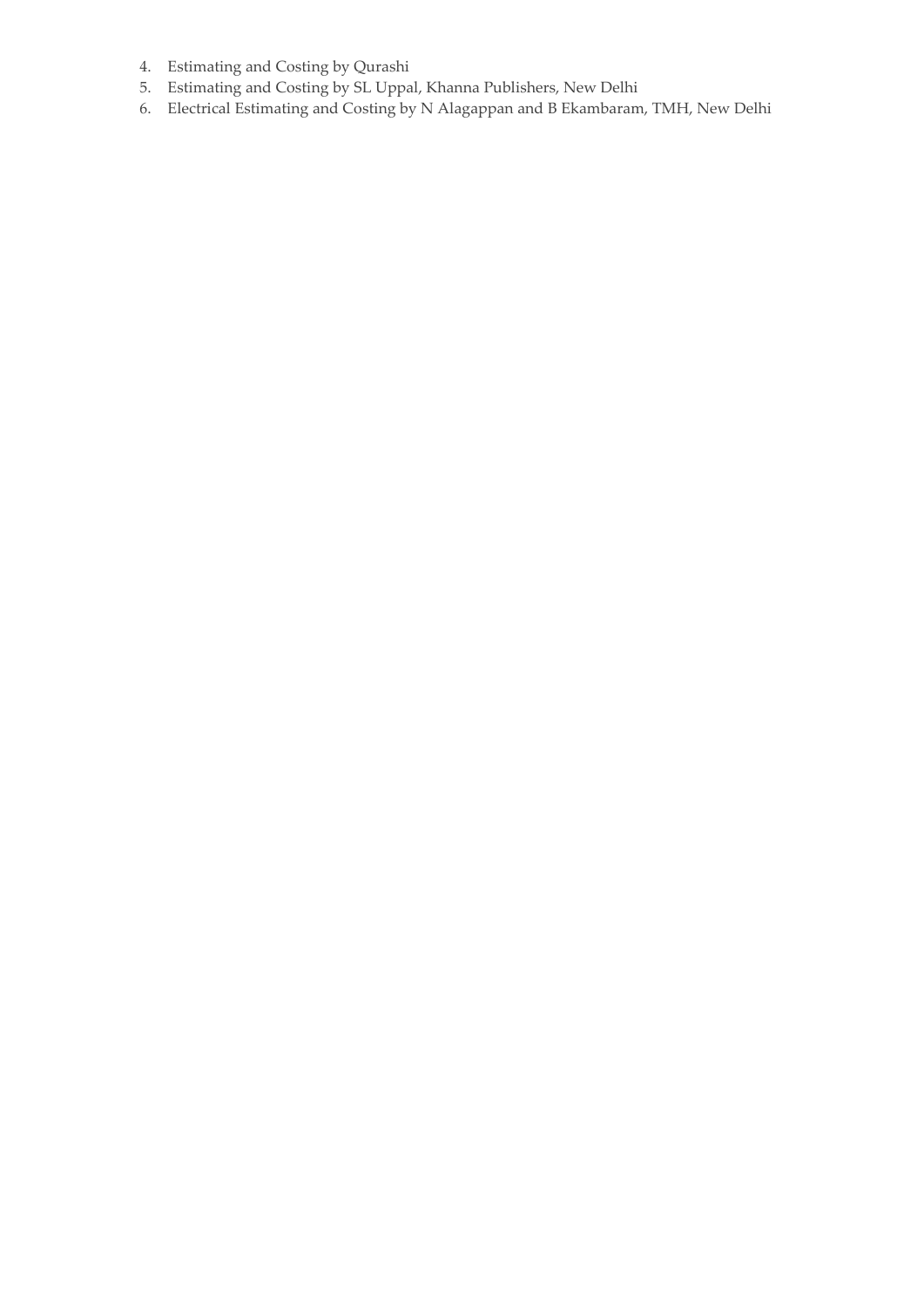4. Estimating and Costing by Qurashi
5. Estimating and Costing by SL Uppal, Khanna Publishers, New Delhi
6. Electrical Estimating and Costing by N Alagappan and B Ekambaram, TMH, New Delhi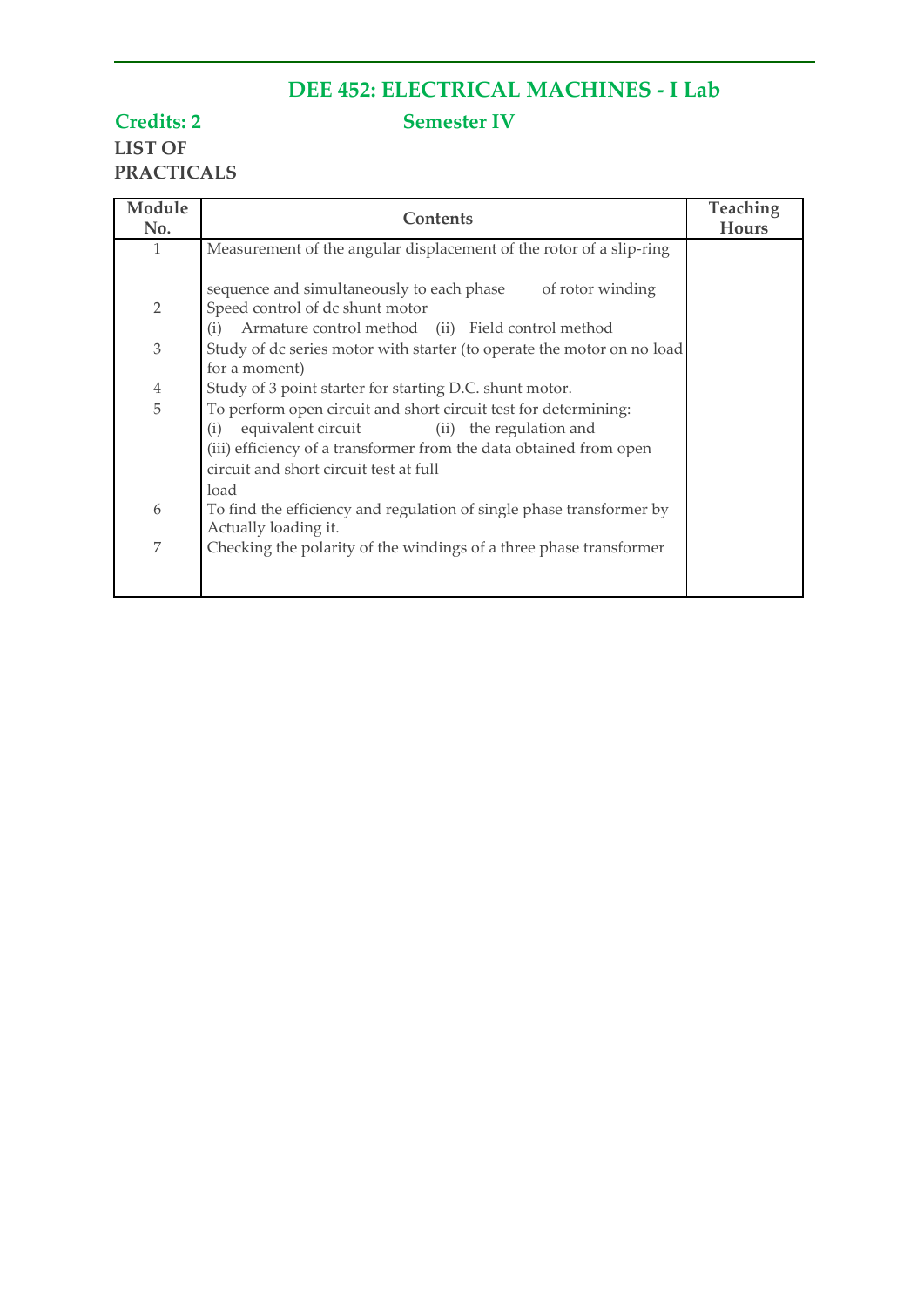# DEE 452: ELECTRICAL MACHINES - I Lab

**Credits: 2** **Semester IV**

**LIST OF PRACTICALS**

| Module No. | Contents | Teaching Hours |
|---|---|---|
| 1 | Measurement of the angular displacement of the rotor of a slip-ring sequence and simultaneously to each phase of rotor winding | |
| 2 | Speed control of dc shunt motor (i) Armature control method (ii) Field control method | |
| 3 | Study of dc series motor with starter (to operate the motor on no load for a moment) | |
| 4 | Study of 3 point starter for starting D.C. shunt motor. | |
| 5 | To perform open circuit and short circuit test for determining: (i) equivalent circuit (ii) the regulation and (iii) efficiency of a transformer from the data obtained from open circuit and short circuit test at full load | |
| 6 | To find the efficiency and regulation of single phase transformer by Actually loading it. | |
| 7 | Checking the polarity of the windings of a three phase transformer | |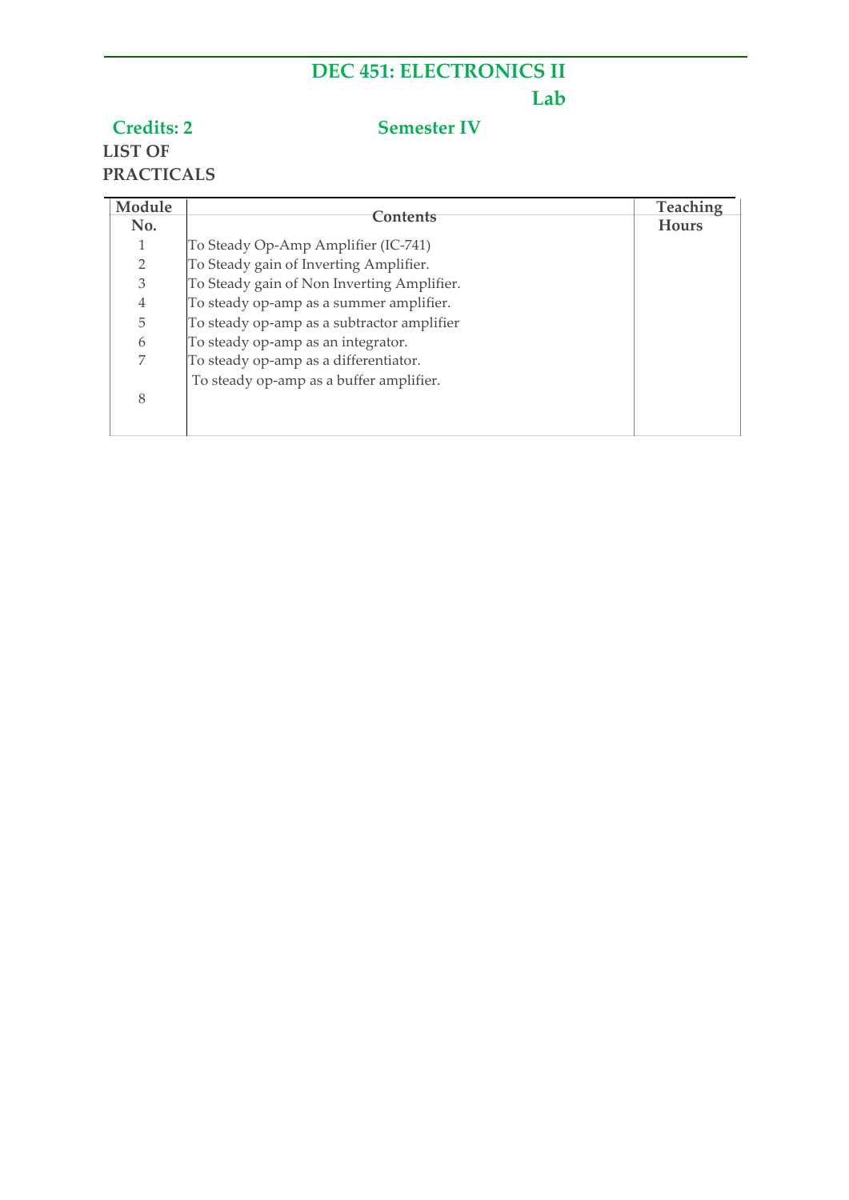# DEC 451: ELECTRONICS II Lab

**Credits: 2** **Semester IV**

**LIST OF PRACTICALS**

| Module No. | Contents | Teaching Hours |
|---|---|---|
| 1 | To Steady Op-Amp Amplifier (IC-741) | |
| 2 | To Steady gain of Inverting Amplifier. | |
| 3 | To Steady gain of Non Inverting Amplifier. | |
| 4 | To steady op-amp as a summer amplifier. | |
| 5 | To steady op-amp as a subtractor amplifier | |
| 6 | To steady op-amp as an integrator. | |
| 7 | To steady op-amp as a differentiator. | |
| 8 | To steady op-amp as a buffer amplifier. | |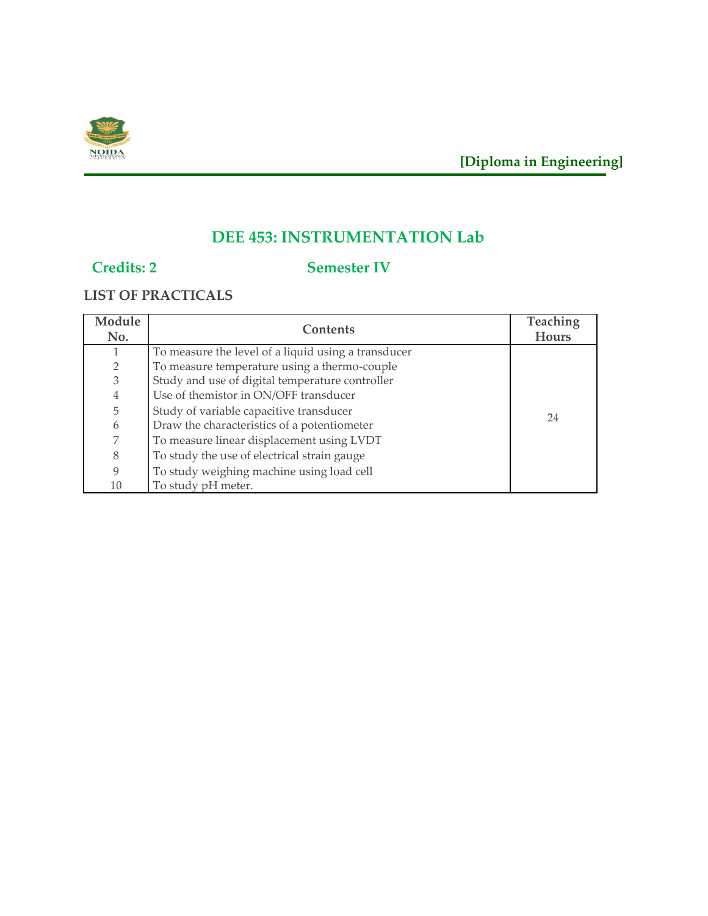[Diploma in Engineering]

# DEE 453: INSTRUMENTATION Lab

**Credits: 2** **Semester IV**

## LIST OF PRACTICALS

| Module No. | Contents | Teaching Hours |
|---|---|---|
| 1 | To measure the level of a liquid using a transducer | 24 |
| 2 | To measure temperature using a thermo-couple | |
| 3 | Study and use of digital temperature controller | |
| 4 | Use of themistor in ON/OFF transducer | |
| 5 | Study of variable capacitive transducer | |
| 6 | Draw the characteristics of a potentiometer | |
| 7 | To measure linear displacement using LVDT | |
| 8 | To study the use of electrical strain gauge | |
| 9 | To study weighing machine using load cell | |
| 10 | To study pH meter. | |